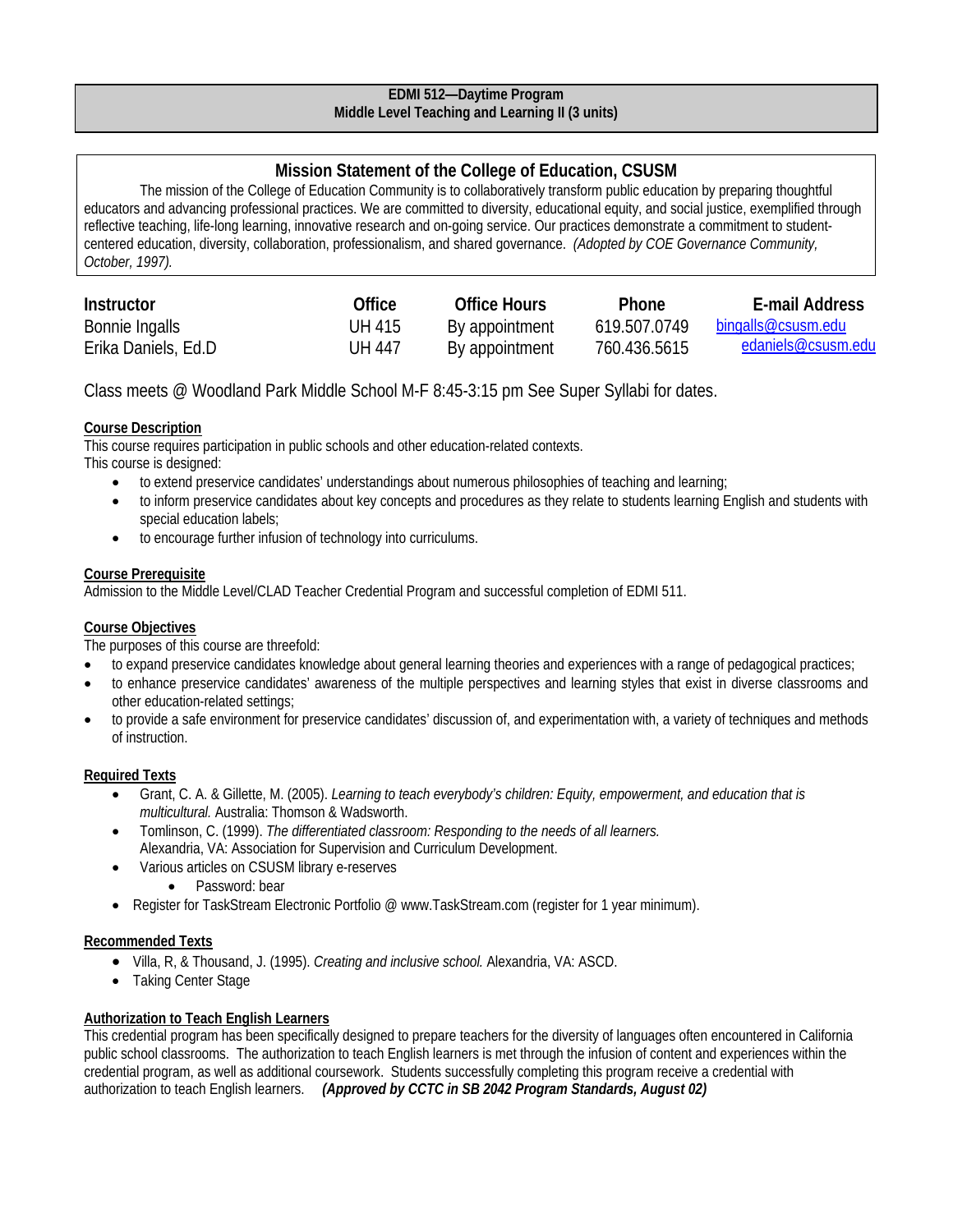**EDMI 512—Daytime Program**
**Middle Level Teaching and Learning II (3 units)**

## Mission Statement of the College of Education, CSUSM

The mission of the College of Education Community is to collaboratively transform public education by preparing thoughtful educators and advancing professional practices. We are committed to diversity, educational equity, and social justice, exemplified through reflective teaching, life-long learning, innovative research and on-going service. Our practices demonstrate a commitment to student-centered education, diversity, collaboration, professionalism, and shared governance. *(Adopted by COE Governance Community, October, 1997).*

| Instructor | Office | Office Hours | Phone | E-mail Address |
|---|---|---|---|---|
| Bonnie Ingalls | UH 415 | By appointment | 619.507.0749 | bingalls@csusm.edu |
| Erika Daniels, Ed.D | UH 447 | By appointment | 760.436.5615 | edaniels@csusm.edu |

Class meets @ Woodland Park Middle School M-F 8:45-3:15 pm See Super Syllabi for dates.

### Course Description

This course requires participation in public schools and other education-related contexts.
This course is designed:

- to extend preservice candidates' understandings about numerous philosophies of teaching and learning;
- to inform preservice candidates about key concepts and procedures as they relate to students learning English and students with special education labels;
- to encourage further infusion of technology into curriculums.

### Course Prerequisite

Admission to the Middle Level/CLAD Teacher Credential Program and successful completion of EDMI 511.

### Course Objectives

The purposes of this course are threefold:

- to expand preservice candidates knowledge about general learning theories and experiences with a range of pedagogical practices;
- to enhance preservice candidates' awareness of the multiple perspectives and learning styles that exist in diverse classrooms and other education-related settings;
- to provide a safe environment for preservice candidates' discussion of, and experimentation with, a variety of techniques and methods of instruction.

### Required Texts

- Grant, C. A. & Gillette, M. (2005). *Learning to teach everybody's children: Equity, empowerment, and education that is multicultural.* Australia: Thomson & Wadsworth.
- Tomlinson, C. (1999). *The differentiated classroom: Responding to the needs of all learners.* Alexandria, VA: Association for Supervision and Curriculum Development.
- Various articles on CSUSM library e-reserves
  - Password: bear
- Register for TaskStream Electronic Portfolio @ www.TaskStream.com (register for 1 year minimum).

### Recommended Texts

- Villa, R, & Thousand, J. (1995). *Creating and inclusive school.* Alexandria, VA: ASCD.
- Taking Center Stage

### Authorization to Teach English Learners

This credential program has been specifically designed to prepare teachers for the diversity of languages often encountered in California public school classrooms. The authorization to teach English learners is met through the infusion of content and experiences within the credential program, as well as additional coursework. Students successfully completing this program receive a credential with authorization to teach English learners. ***(Approved by CCTC in SB 2042 Program Standards, August 02)***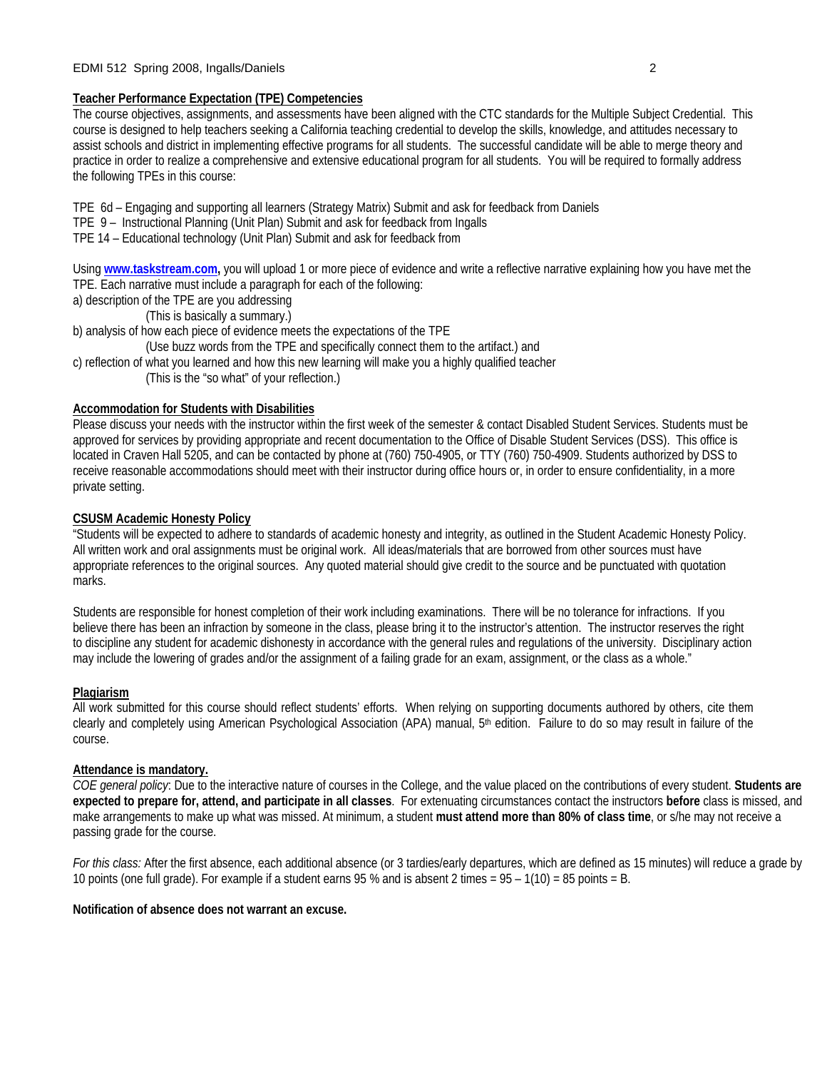**Teacher Performance Expectation (TPE) Competencies**

The course objectives, assignments, and assessments have been aligned with the CTC standards for the Multiple Subject Credential. This course is designed to help teachers seeking a California teaching credential to develop the skills, knowledge, and attitudes necessary to assist schools and district in implementing effective programs for all students. The successful candidate will be able to merge theory and practice in order to realize a comprehensive and extensive educational program for all students. You will be required to formally address the following TPEs in this course:

TPE 6d – Engaging and supporting all learners (Strategy Matrix) Submit and ask for feedback from Daniels
TPE 9 – Instructional Planning (Unit Plan) Submit and ask for feedback from Ingalls
TPE 14 – Educational technology (Unit Plan) Submit and ask for feedback from

Using **www.taskstream.com,** you will upload 1 or more piece of evidence and write a reflective narrative explaining how you have met the TPE. Each narrative must include a paragraph for each of the following:

a) description of the TPE are you addressing
    (This is basically a summary.)
b) analysis of how each piece of evidence meets the expectations of the TPE
    (Use buzz words from the TPE and specifically connect them to the artifact.) and
c) reflection of what you learned and how this new learning will make you a highly qualified teacher
    (This is the "so what" of your reflection.)

**Accommodation for Students with Disabilities**

Please discuss your needs with the instructor within the first week of the semester & contact Disabled Student Services. Students must be approved for services by providing appropriate and recent documentation to the Office of Disable Student Services (DSS). This office is located in Craven Hall 5205, and can be contacted by phone at (760) 750-4905, or TTY (760) 750-4909. Students authorized by DSS to receive reasonable accommodations should meet with their instructor during office hours or, in order to ensure confidentiality, in a more private setting.

**CSUSM Academic Honesty Policy**

"Students will be expected to adhere to standards of academic honesty and integrity, as outlined in the Student Academic Honesty Policy. All written work and oral assignments must be original work. All ideas/materials that are borrowed from other sources must have appropriate references to the original sources. Any quoted material should give credit to the source and be punctuated with quotation marks.

Students are responsible for honest completion of their work including examinations. There will be no tolerance for infractions. If you believe there has been an infraction by someone in the class, please bring it to the instructor's attention. The instructor reserves the right to discipline any student for academic dishonesty in accordance with the general rules and regulations of the university. Disciplinary action may include the lowering of grades and/or the assignment of a failing grade for an exam, assignment, or the class as a whole."

**Plagiarism**

All work submitted for this course should reflect students' efforts. When relying on supporting documents authored by others, cite them clearly and completely using American Psychological Association (APA) manual, 5th edition. Failure to do so may result in failure of the course.

**Attendance is mandatory.**

*COE general policy*: Due to the interactive nature of courses in the College, and the value placed on the contributions of every student. **Students are expected to prepare for, attend, and participate in all classes**. For extenuating circumstances contact the instructors **before** class is missed, and make arrangements to make up what was missed. At minimum, a student **must attend more than 80% of class time**, or s/he may not receive a passing grade for the course.

*For this class:* After the first absence, each additional absence (or 3 tardies/early departures, which are defined as 15 minutes) will reduce a grade by 10 points (one full grade). For example if a student earns 95 % and is absent 2 times = 95 – 1(10) = 85 points = B.

**Notification of absence does not warrant an excuse.**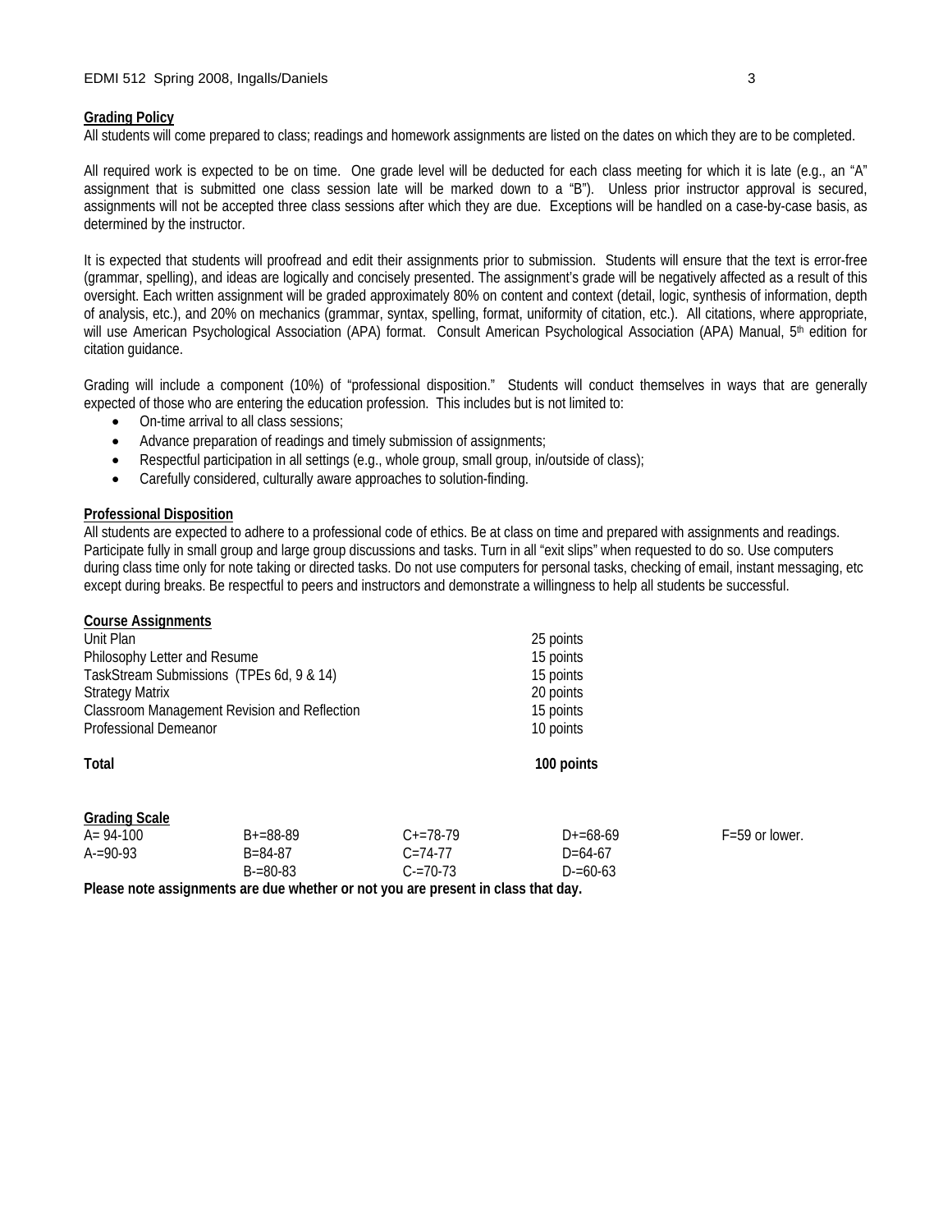**Grading Policy**

All students will come prepared to class; readings and homework assignments are listed on the dates on which they are to be completed.

All required work is expected to be on time. One grade level will be deducted for each class meeting for which it is late (e.g., an "A" assignment that is submitted one class session late will be marked down to a "B"). Unless prior instructor approval is secured, assignments will not be accepted three class sessions after which they are due. Exceptions will be handled on a case-by-case basis, as determined by the instructor.

It is expected that students will proofread and edit their assignments prior to submission. Students will ensure that the text is error-free (grammar, spelling), and ideas are logically and concisely presented. The assignment's grade will be negatively affected as a result of this oversight. Each written assignment will be graded approximately 80% on content and context (detail, logic, synthesis of information, depth of analysis, etc.), and 20% on mechanics (grammar, syntax, spelling, format, uniformity of citation, etc.). All citations, where appropriate, will use American Psychological Association (APA) format. Consult American Psychological Association (APA) Manual, 5th edition for citation guidance.

Grading will include a component (10%) of "professional disposition." Students will conduct themselves in ways that are generally expected of those who are entering the education profession. This includes but is not limited to:

- On-time arrival to all class sessions;
- Advance preparation of readings and timely submission of assignments;
- Respectful participation in all settings (e.g., whole group, small group, in/outside of class);
- Carefully considered, culturally aware approaches to solution-finding.

**Professional Disposition**

All students are expected to adhere to a professional code of ethics. Be at class on time and prepared with assignments and readings. Participate fully in small group and large group discussions and tasks. Turn in all "exit slips" when requested to do so. Use computers during class time only for note taking or directed tasks. Do not use computers for personal tasks, checking of email, instant messaging, etc except during breaks. Be respectful to peers and instructors and demonstrate a willingness to help all students be successful.

**Course Assignments**

| | |
|---|---|
| Unit Plan | 25 points |
| Philosophy Letter and Resume | 15 points |
| TaskStream Submissions (TPEs 6d, 9 & 14) | 15 points |
| Strategy Matrix | 20 points |
| Classroom Management Revision and Reflection | 15 points |
| Professional Demeanor | 10 points |
| **Total** | **100 points** |

**Grading Scale**

| | | | | |
|---|---|---|---|---|
| A= 94-100 | B+=88-89 | C+=78-79 | D+=68-69 | F=59 or lower. |
| A-=90-93 | B=84-87 | C=74-77 | D=64-67 | |
| | B-=80-83 | C-=70-73 | D-=60-63 | |

**Please note assignments are due whether or not you are present in class that day.**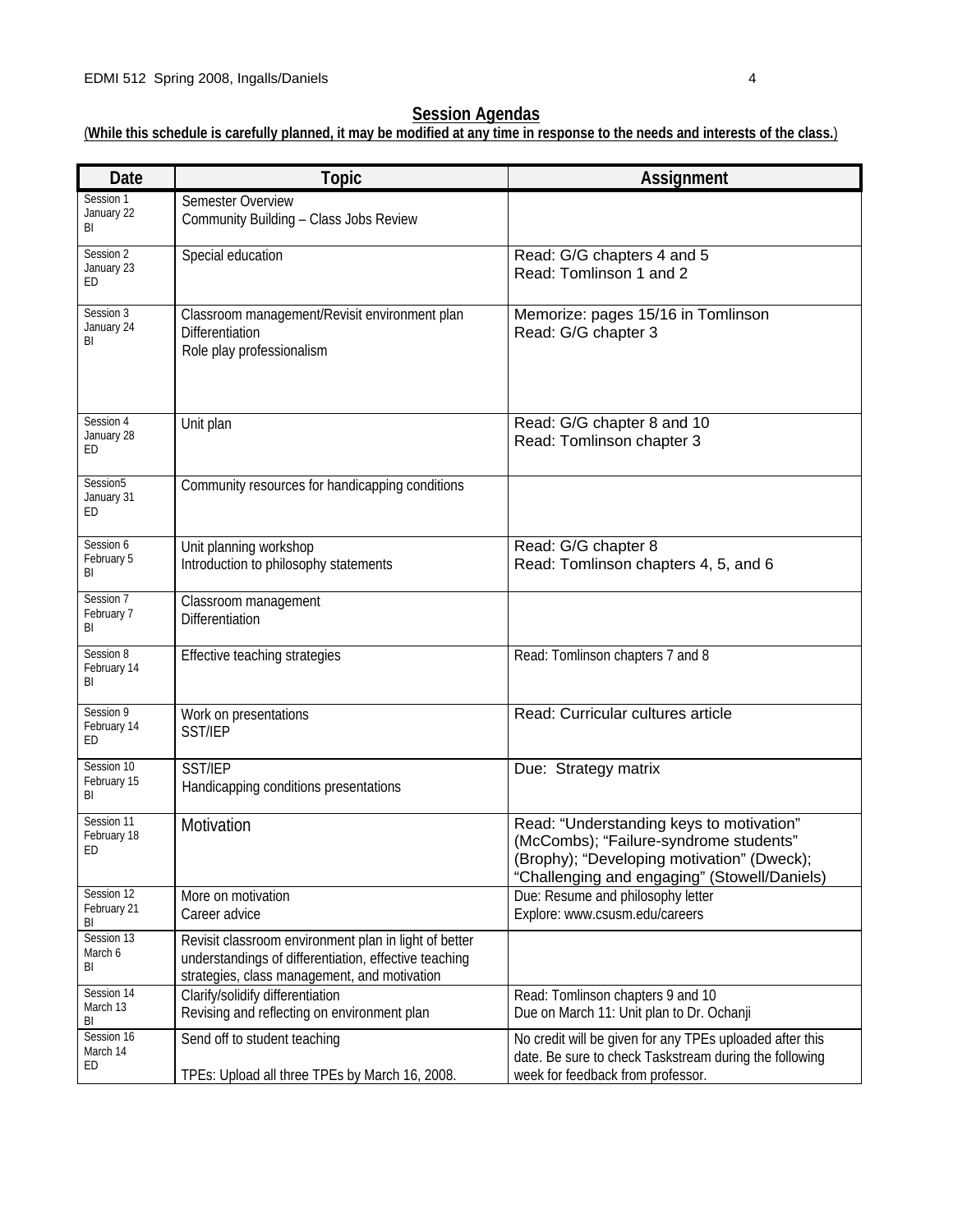## Session Agendas

(**While this schedule is carefully planned, it may be modified at any time in response to the needs and interests of the class.**)

| Date | Topic | Assignment |
|---|---|---|
| Session 1<br>January 22<br>BI | Semester Overview<br>Community Building – Class Jobs Review | |
| Session 2<br>January 23<br>ED | Special education | Read: G/G chapters 4 and 5<br>Read: Tomlinson 1 and 2 |
| Session 3<br>January 24<br>BI | Classroom management/Revisit environment plan<br>Differentiation<br>Role play professionalism | Memorize: pages 15/16 in Tomlinson<br>Read: G/G chapter 3 |
| Session 4<br>January 28<br>ED | Unit plan | Read: G/G chapter 8 and 10<br>Read: Tomlinson chapter 3 |
| Session5<br>January 31<br>ED | Community resources for handicapping conditions | |
| Session 6<br>February 5<br>BI | Unit planning workshop<br>Introduction to philosophy statements | Read: G/G chapter 8<br>Read: Tomlinson chapters 4, 5, and 6 |
| Session 7<br>February 7<br>BI | Classroom management<br>Differentiation | |
| Session 8<br>February 14<br>BI | Effective teaching strategies | Read: Tomlinson chapters 7 and 8 |
| Session 9<br>February 14<br>ED | Work on presentations<br>SST/IEP | Read: Curricular cultures article |
| Session 10<br>February 15<br>BI | SST/IEP<br>Handicapping conditions presentations | Due: Strategy matrix |
| Session 11<br>February 18<br>ED | Motivation | Read: "Understanding keys to motivation" (McCombs); "Failure-syndrome students" (Brophy); "Developing motivation" (Dweck); "Challenging and engaging" (Stowell/Daniels) |
| Session 12<br>February 21<br>BI | More on motivation<br>Career advice | Due: Resume and philosophy letter<br>Explore: www.csusm.edu/careers |
| Session 13<br>March 6<br>BI | Revisit classroom environment plan in light of better understandings of differentiation, effective teaching strategies, class management, and motivation | |
| Session 14<br>March 13<br>BI | Clarify/solidify differentiation<br>Revising and reflecting on environment plan | Read: Tomlinson chapters 9 and 10<br>Due on March 11: Unit plan to Dr. Ochanji |
| Session 16<br>March 14<br>ED | Send off to student teaching<br><br>TPEs: Upload all three TPEs by March 16, 2008. | No credit will be given for any TPEs uploaded after this date. Be sure to check Taskstream during the following week for feedback from professor. |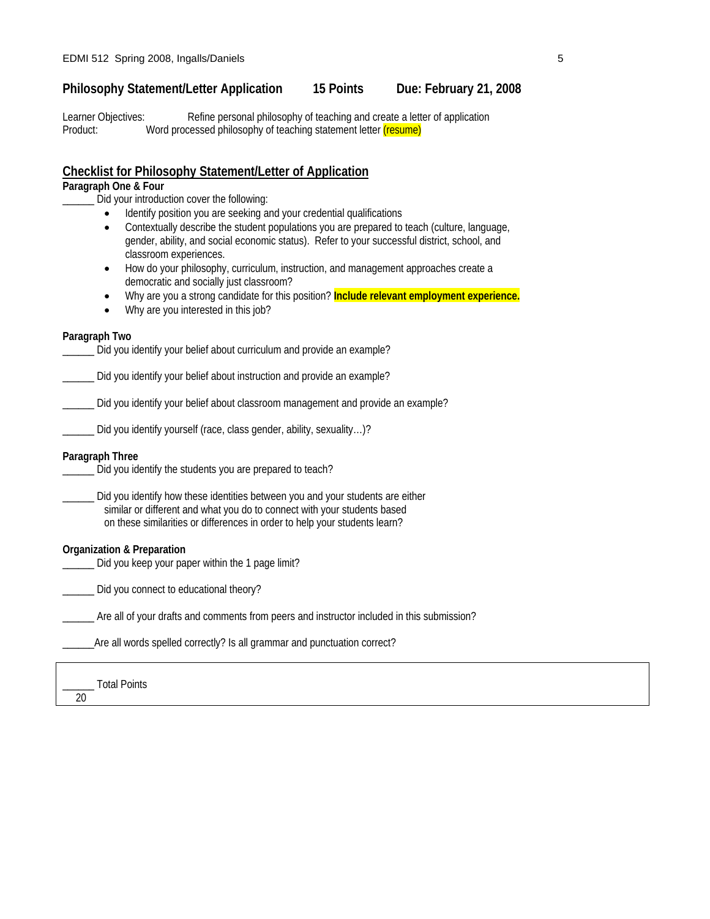## Philosophy Statement/Letter Application 15 Points Due: February 21, 2008

Learner Objectives: Refine personal philosophy of teaching and create a letter of application
Product: Word processed philosophy of teaching statement letter (resume)

### Checklist for Philosophy Statement/Letter of Application

**Paragraph One & Four**

______ Did your introduction cover the following:

- Identify position you are seeking and your credential qualifications
- Contextually describe the student populations you are prepared to teach (culture, language, gender, ability, and social economic status). Refer to your successful district, school, and classroom experiences.
- How do your philosophy, curriculum, instruction, and management approaches create a democratic and socially just classroom?
- Why are you a strong candidate for this position? **Include relevant employment experience.**
- Why are you interested in this job?

**Paragraph Two**

______ Did you identify your belief about curriculum and provide an example?

______ Did you identify your belief about instruction and provide an example?

______ Did you identify your belief about classroom management and provide an example?

______ Did you identify yourself (race, class gender, ability, sexuality…)?

**Paragraph Three**

______ Did you identify the students you are prepared to teach?

______ Did you identify how these identities between you and your students are either similar or different and what you do to connect with your students based on these similarities or differences in order to help your students learn?

**Organization & Preparation**

______ Did you keep your paper within the 1 page limit?

______ Did you connect to educational theory?

______ Are all of your drafts and comments from peers and instructor included in this submission?

______Are all words spelled correctly? Is all grammar and punctuation correct?

______ Total Points
20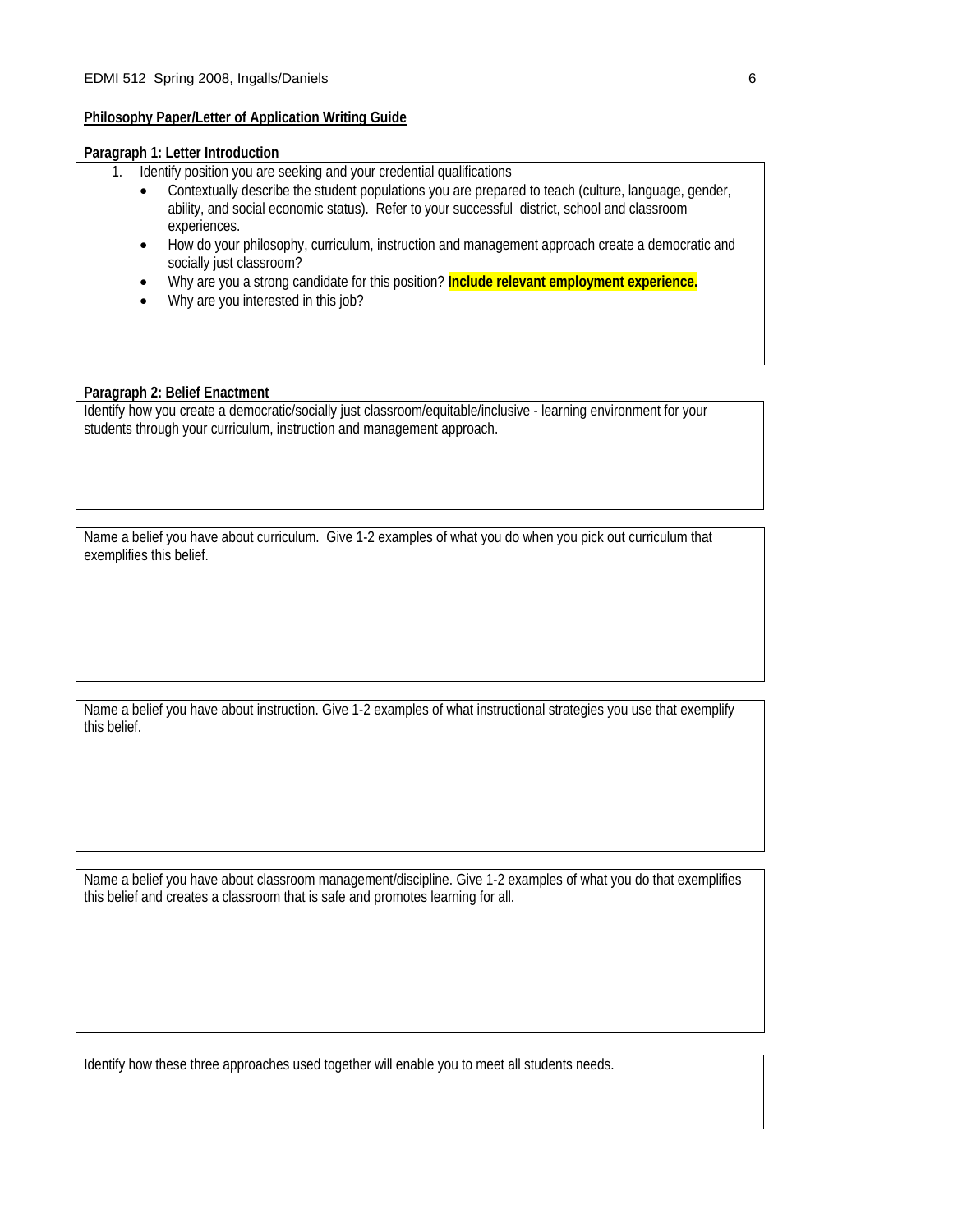**Philosophy Paper/Letter of Application Writing Guide**

**Paragraph 1: Letter Introduction**

1. Identify position you are seeking and your credential qualifications
    - Contextually describe the student populations you are prepared to teach (culture, language, gender, ability, and social economic status). Refer to your successful district, school and classroom experiences.
    - How do your philosophy, curriculum, instruction and management approach create a democratic and socially just classroom?
    - Why are you a strong candidate for this position? **Include relevant employment experience.**
    - Why are you interested in this job?

**Paragraph 2: Belief Enactment**

Identify how you create a democratic/socially just classroom/equitable/inclusive - learning environment for your students through your curriculum, instruction and management approach.

Name a belief you have about curriculum. Give 1-2 examples of what you do when you pick out curriculum that exemplifies this belief.

Name a belief you have about instruction. Give 1-2 examples of what instructional strategies you use that exemplify this belief.

Name a belief you have about classroom management/discipline. Give 1-2 examples of what you do that exemplifies this belief and creates a classroom that is safe and promotes learning for all.

Identify how these three approaches used together will enable you to meet all students needs.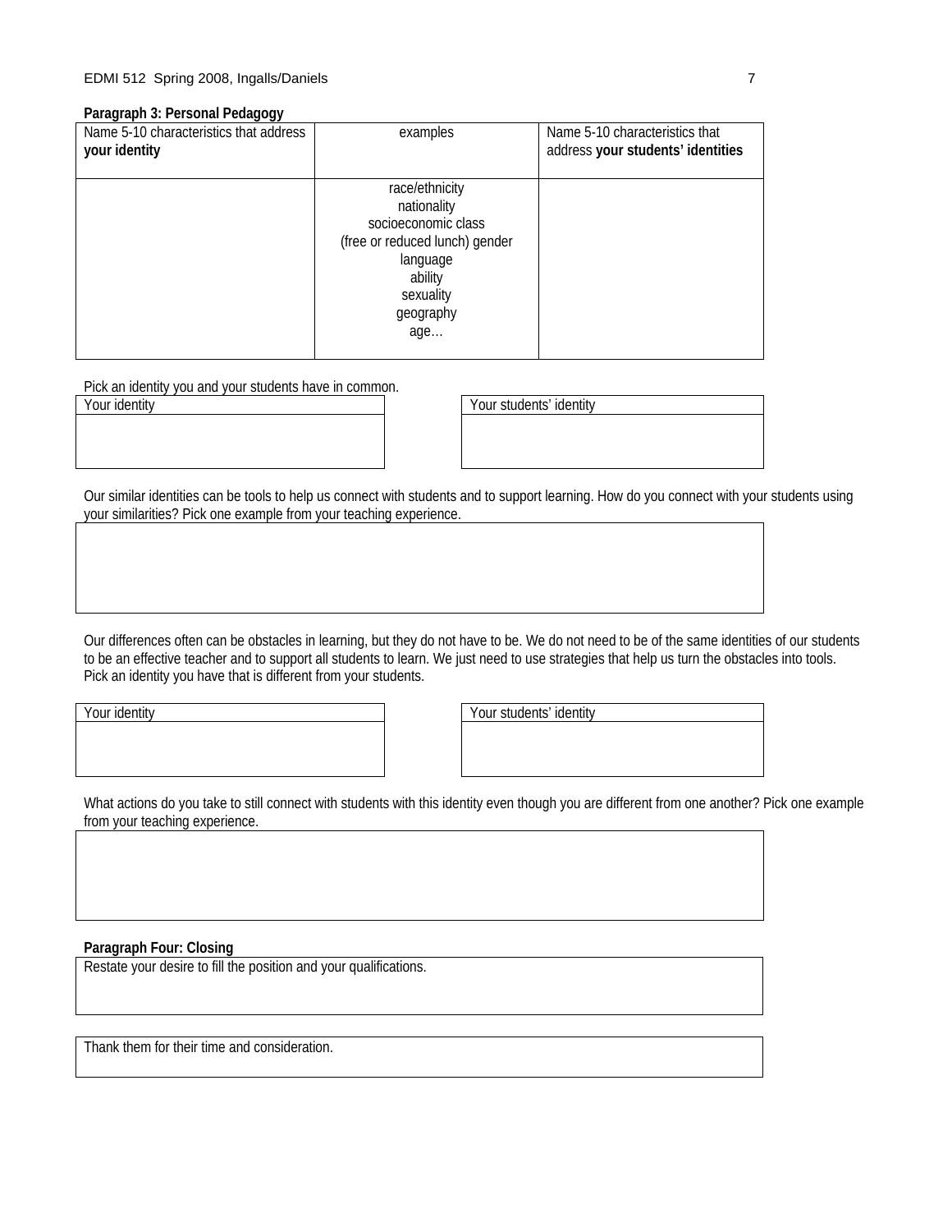**Paragraph 3: Personal Pedagogy**

| Name 5-10 characteristics that address **your identity** | examples | Name 5-10 characteristics that address **your students' identities** |
|---|---|---|
| | race/ethnicity<br>nationality<br>socioeconomic class<br>(free or reduced lunch) gender<br>language<br>ability<br>sexuality<br>geography<br>age… | |

Pick an identity you and your students have in common.

| Your identity |
|---|
| |

| Your students' identity |
|---|
| |

Our similar identities can be tools to help us connect with students and to support learning. How do you connect with your students using your similarities? Pick one example from your teaching experience.

| |
|---|
| |

Our differences often can be obstacles in learning, but they do not have to be. We do not need to be of the same identities of our students to be an effective teacher and to support all students to learn. We just need to use strategies that help us turn the obstacles into tools. Pick an identity you have that is different from your students.

| Your identity |
|---|
| |

| Your students' identity |
|---|
| |

What actions do you take to still connect with students with this identity even though you are different from one another? Pick one example from your teaching experience.

| |
|---|
| |

**Paragraph Four: Closing**

| Restate your desire to fill the position and your qualifications. |
|---|
| |

| Thank them for their time and consideration. |
|---|
| |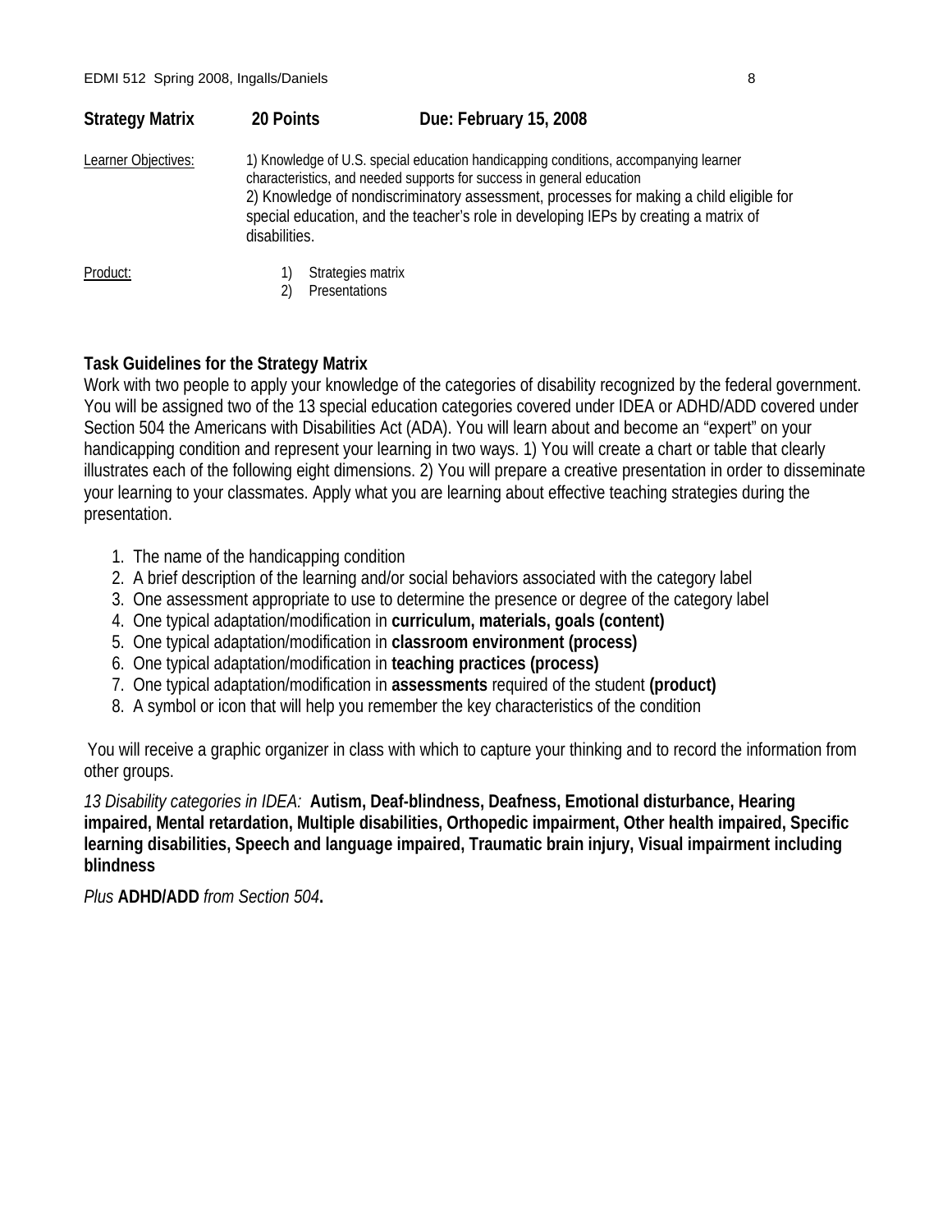**Strategy Matrix 20 Points Due: February 15, 2008**

Learner Objectives: 1) Knowledge of U.S. special education handicapping conditions, accompanying learner characteristics, and needed supports for success in general education
2) Knowledge of nondiscriminatory assessment, processes for making a child eligible for special education, and the teacher's role in developing IEPs by creating a matrix of disabilities.

Product:
1) Strategies matrix
2) Presentations

**Task Guidelines for the Strategy Matrix**

Work with two people to apply your knowledge of the categories of disability recognized by the federal government. You will be assigned two of the 13 special education categories covered under IDEA or ADHD/ADD covered under Section 504 the Americans with Disabilities Act (ADA). You will learn about and become an "expert" on your handicapping condition and represent your learning in two ways. 1) You will create a chart or table that clearly illustrates each of the following eight dimensions. 2) You will prepare a creative presentation in order to disseminate your learning to your classmates. Apply what you are learning about effective teaching strategies during the presentation.

1. The name of the handicapping condition
2. A brief description of the learning and/or social behaviors associated with the category label
3. One assessment appropriate to use to determine the presence or degree of the category label
4. One typical adaptation/modification in **curriculum, materials, goals (content)**
5. One typical adaptation/modification in **classroom environment (process)**
6. One typical adaptation/modification in **teaching practices (process)**
7. One typical adaptation/modification in **assessments** required of the student **(product)**
8. A symbol or icon that will help you remember the key characteristics of the condition

You will receive a graphic organizer in class with which to capture your thinking and to record the information from other groups.

*13 Disability categories in IDEA:* **Autism, Deaf-blindness, Deafness, Emotional disturbance, Hearing impaired, Mental retardation, Multiple disabilities, Orthopedic impairment, Other health impaired, Specific learning disabilities, Speech and language impaired, Traumatic brain injury, Visual impairment including blindness**

*Plus* **ADHD/ADD** *from Section 504***.**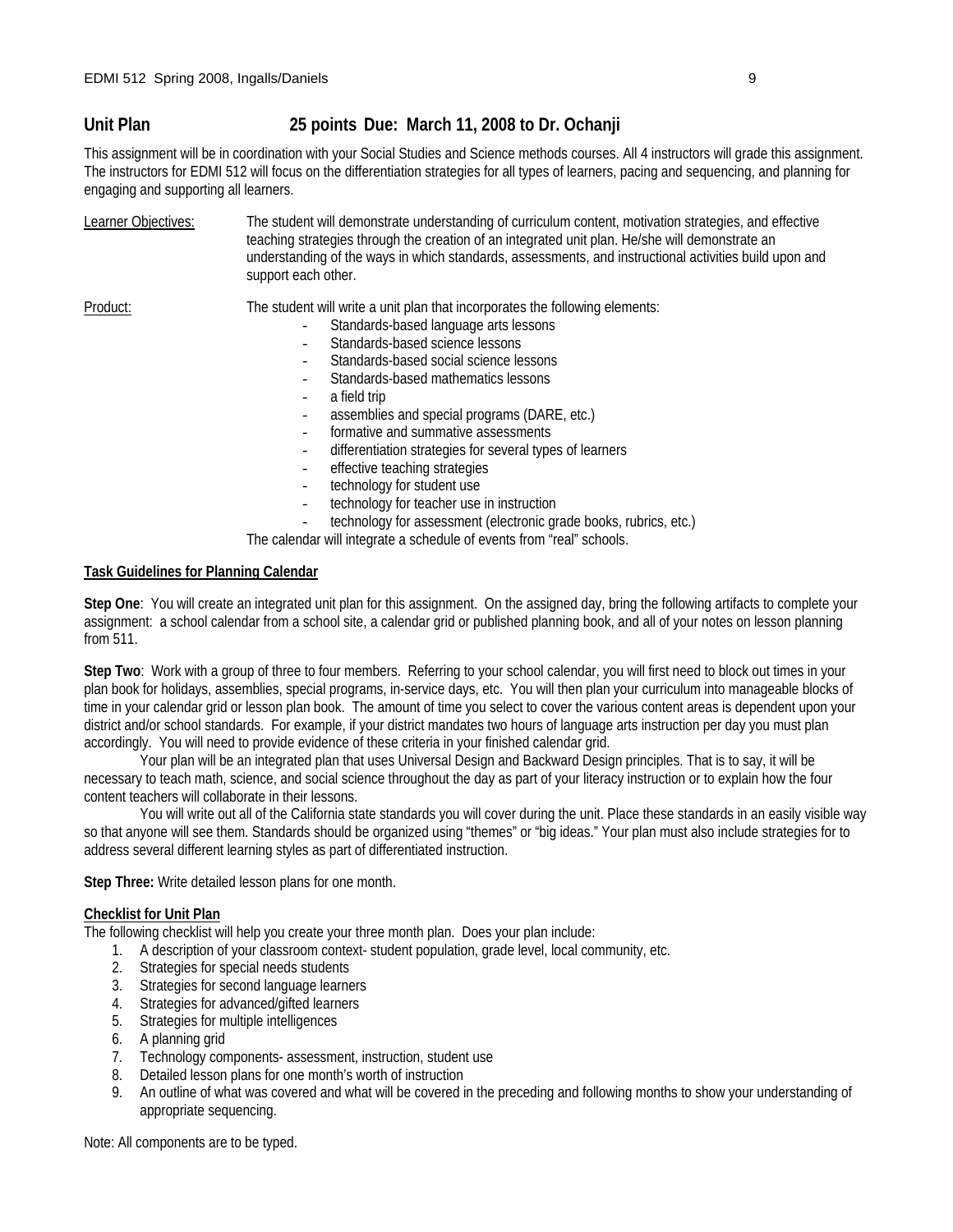## Unit Plan 25 points Due: March 11, 2008 to Dr. Ochanji

This assignment will be in coordination with your Social Studies and Science methods courses. All 4 instructors will grade this assignment. The instructors for EDMI 512 will focus on the differentiation strategies for all types of learners, pacing and sequencing, and planning for engaging and supporting all learners.

Learner Objectives: The student will demonstrate understanding of curriculum content, motivation strategies, and effective teaching strategies through the creation of an integrated unit plan. He/she will demonstrate an understanding of the ways in which standards, assessments, and instructional activities build upon and support each other.

Product: The student will write a unit plan that incorporates the following elements:

- Standards-based language arts lessons
- Standards-based science lessons
- Standards-based social science lessons
- Standards-based mathematics lessons
- a field trip
- assemblies and special programs (DARE, etc.)
- formative and summative assessments
- differentiation strategies for several types of learners
- effective teaching strategies
- technology for student use
- technology for teacher use in instruction
- technology for assessment (electronic grade books, rubrics, etc.)

The calendar will integrate a schedule of events from "real" schools.

### Task Guidelines for Planning Calendar

**Step One**: You will create an integrated unit plan for this assignment. On the assigned day, bring the following artifacts to complete your assignment: a school calendar from a school site, a calendar grid or published planning book, and all of your notes on lesson planning from 511.

**Step Two**: Work with a group of three to four members. Referring to your school calendar, you will first need to block out times in your plan book for holidays, assemblies, special programs, in-service days, etc. You will then plan your curriculum into manageable blocks of time in your calendar grid or lesson plan book. The amount of time you select to cover the various content areas is dependent upon your district and/or school standards. For example, if your district mandates two hours of language arts instruction per day you must plan accordingly. You will need to provide evidence of these criteria in your finished calendar grid.

Your plan will be an integrated plan that uses Universal Design and Backward Design principles. That is to say, it will be necessary to teach math, science, and social science throughout the day as part of your literacy instruction or to explain how the four content teachers will collaborate in their lessons.

You will write out all of the California state standards you will cover during the unit. Place these standards in an easily visible way so that anyone will see them. Standards should be organized using "themes" or "big ideas." Your plan must also include strategies for to address several different learning styles as part of differentiated instruction.

**Step Three:** Write detailed lesson plans for one month.

### Checklist for Unit Plan

The following checklist will help you create your three month plan. Does your plan include:

1. A description of your classroom context- student population, grade level, local community, etc.
2. Strategies for special needs students
3. Strategies for second language learners
4. Strategies for advanced/gifted learners
5. Strategies for multiple intelligences
6. A planning grid
7. Technology components- assessment, instruction, student use
8. Detailed lesson plans for one month's worth of instruction
9. An outline of what was covered and what will be covered in the preceding and following months to show your understanding of appropriate sequencing.

Note: All components are to be typed.